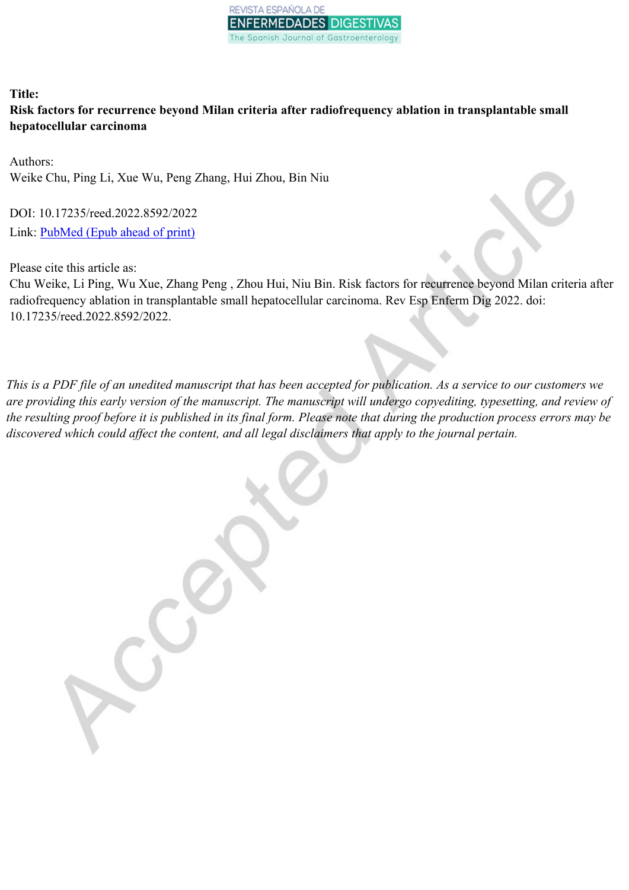**Title:**

**Risk factors for recurrence beyond Milan criteria after radiofrequency ablation in transplantable small hepatocellular carcinoma**

Authors:

Weike Chu, Ping Li, Xue Wu, Peng Zhang, Hui Zhou, Bin Niu

DOI: 10.17235/reed.2022.8592/2022

Link: PubMed (Epub ahead of print)

Please cite this article as:

Chu Weike, Li Ping, Wu Xue, Zhang Peng , Zhou Hui, Niu Bin. Risk factors for recurrence beyond Milan criteria after radiofrequency ablation in transplantable small hepatocellular carcinoma. Rev Esp Enferm Dig 2022. doi: 10.17235/reed.2022.8592/2022.

*This is a PDF file of an unedited manuscript that has been accepted for publication. As a service to our customers we are providing this early version of the manuscript. The manuscript will undergo copyediting, typesetting, and review of the resulting proof before it is published in its final form. Please note that during the production process errors may be discovered which could affect the content, and all legal disclaimers that apply to the journal pertain.*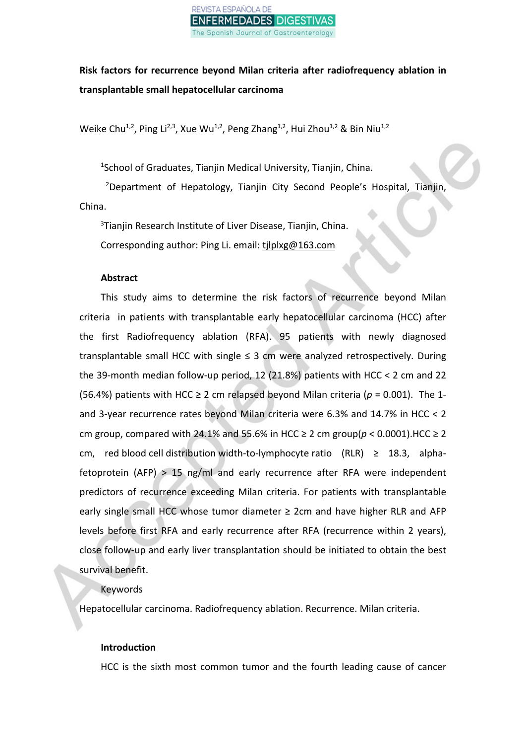**Risk factors for recurrence beyond Milan criteria after radiofrequency ablation in transplantable small hepatocellular carcinoma**

Weike Chu[1,2], Ping Li[2,3], Xue Wu[1,2], Peng Zhang[1,2], Hui Zhou[1,2] & Bin Niu[1,2]

[1]School of Graduates, Tianjin Medical University, Tianjin, China.

[2]Department of Hepatology, Tianjin City Second People's Hospital, Tianjin, China.

[3]Tianjin Research Institute of Liver Disease, Tianjin, China.

Corresponding author: Ping Li. email: tjlplxg@163.com

## Abstract

This study aims to determine the risk factors of recurrence beyond Milan criteria in patients with transplantable early hepatocellular carcinoma (HCC) after the first Radiofrequency ablation (RFA). 95 patients with newly diagnosed transplantable small HCC with single ≤ 3 cm were analyzed retrospectively. During the 39-month median follow-up period, 12 (21.8%) patients with HCC < 2 cm and 22 (56.4%) patients with HCC ≥ 2 cm relapsed beyond Milan criteria ($p$ = 0.001). The 1- and 3-year recurrence rates beyond Milan criteria were 6.3% and 14.7% in HCC < 2 cm group, compared with 24.1% and 55.6% in HCC ≥ 2 cm group($p$ < 0.0001).HCC ≥ 2 cm, red blood cell distribution width-to-lymphocyte ratio (RLR) ≥ 18.3, alpha-fetoprotein (AFP) > 15 ng/ml and early recurrence after RFA were independent predictors of recurrence exceeding Milan criteria. For patients with transplantable early single small HCC whose tumor diameter ≥ 2cm and have higher RLR and AFP levels before first RFA and early recurrence after RFA (recurrence within 2 years), close follow-up and early liver transplantation should be initiated to obtain the best survival benefit.

Keywords

Hepatocellular carcinoma. Radiofrequency ablation. Recurrence. Milan criteria.

## Introduction

HCC is the sixth most common tumor and the fourth leading cause of cancer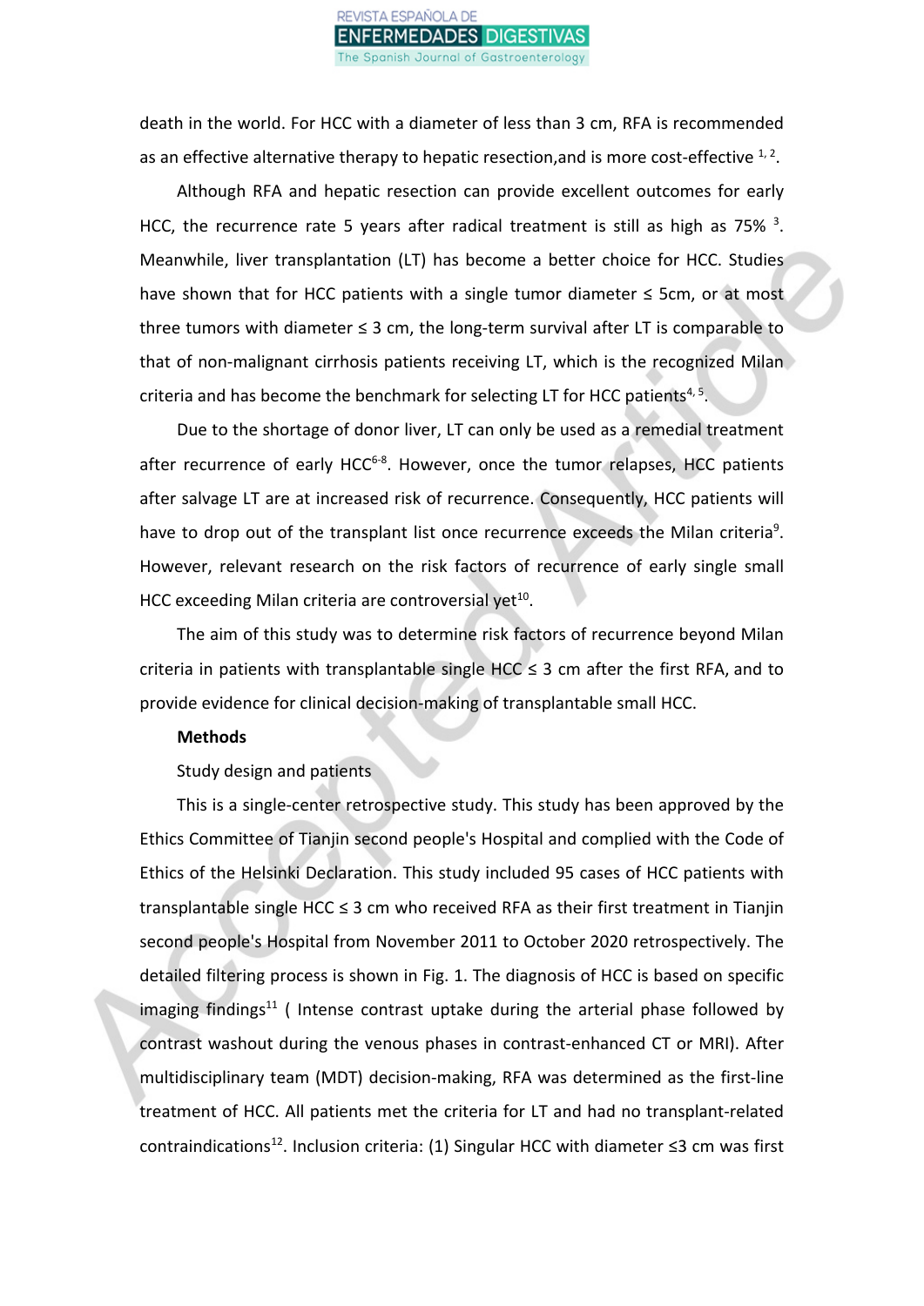death in the world. For HCC with a diameter of less than 3 cm, RFA is recommended as an effective alternative therapy to hepatic resection,and is more cost-effective [1, 2].

Although RFA and hepatic resection can provide excellent outcomes for early HCC, the recurrence rate 5 years after radical treatment is still as high as 75% [3]. Meanwhile, liver transplantation (LT) has become a better choice for HCC. Studies have shown that for HCC patients with a single tumor diameter ≤ 5cm, or at most three tumors with diameter ≤ 3 cm, the long-term survival after LT is comparable to that of non-malignant cirrhosis patients receiving LT, which is the recognized Milan criteria and has become the benchmark for selecting LT for HCC patients[4, 5].

Due to the shortage of donor liver, LT can only be used as a remedial treatment after recurrence of early HCC[6-8]. However, once the tumor relapses, HCC patients after salvage LT are at increased risk of recurrence. Consequently, HCC patients will have to drop out of the transplant list once recurrence exceeds the Milan criteria[9]. However, relevant research on the risk factors of recurrence of early single small HCC exceeding Milan criteria are controversial yet[10].

The aim of this study was to determine risk factors of recurrence beyond Milan criteria in patients with transplantable single HCC ≤ 3 cm after the first RFA, and to provide evidence for clinical decision-making of transplantable small HCC.

## Methods

Study design and patients

This is a single-center retrospective study. This study has been approved by the Ethics Committee of Tianjin second people's Hospital and complied with the Code of Ethics of the Helsinki Declaration. This study included 95 cases of HCC patients with transplantable single HCC ≤ 3 cm who received RFA as their first treatment in Tianjin second people's Hospital from November 2011 to October 2020 retrospectively. The detailed filtering process is shown in Fig. 1. The diagnosis of HCC is based on specific imaging findings[11] ( Intense contrast uptake during the arterial phase followed by contrast washout during the venous phases in contrast-enhanced CT or MRI). After multidisciplinary team (MDT) decision-making, RFA was determined as the first-line treatment of HCC. All patients met the criteria for LT and had no transplant-related contraindications[12]. Inclusion criteria: (1) Singular HCC with diameter ≤3 cm was first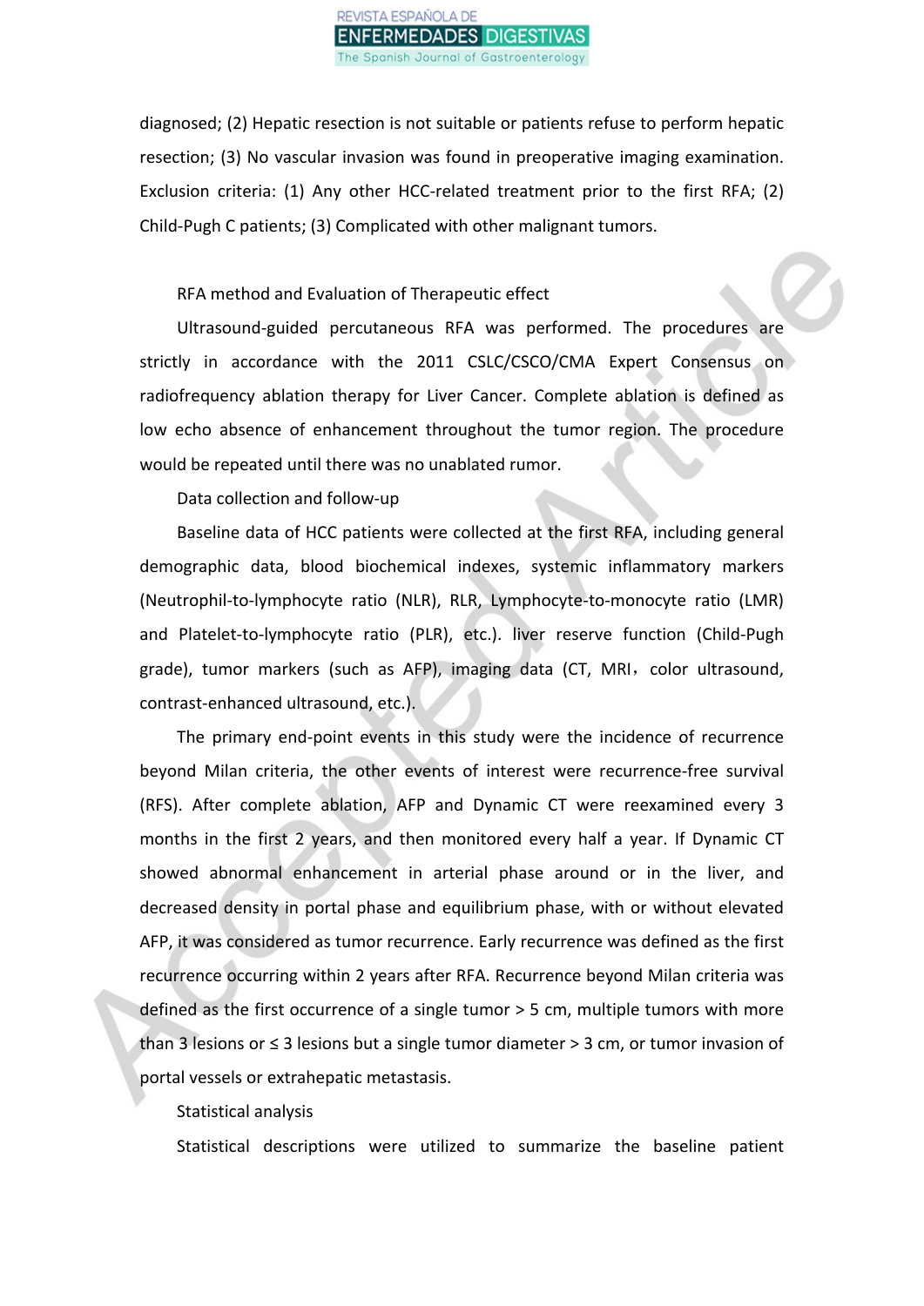diagnosed; (2) Hepatic resection is not suitable or patients refuse to perform hepatic resection; (3) No vascular invasion was found in preoperative imaging examination. Exclusion criteria: (1) Any other HCC-related treatment prior to the first RFA; (2) Child-Pugh C patients; (3) Complicated with other malignant tumors.

RFA method and Evaluation of Therapeutic effect

Ultrasound-guided percutaneous RFA was performed. The procedures are strictly in accordance with the 2011 CSLC/CSCO/CMA Expert Consensus on radiofrequency ablation therapy for Liver Cancer. Complete ablation is defined as low echo absence of enhancement throughout the tumor region. The procedure would be repeated until there was no unablated rumor.

Data collection and follow-up

Baseline data of HCC patients were collected at the first RFA, including general demographic data, blood biochemical indexes, systemic inflammatory markers (Neutrophil-to-lymphocyte ratio (NLR), RLR, Lymphocyte-to-monocyte ratio (LMR) and Platelet-to-lymphocyte ratio (PLR), etc.). liver reserve function (Child-Pugh grade), tumor markers (such as AFP), imaging data (CT, MRI，color ultrasound, contrast-enhanced ultrasound, etc.).

The primary end-point events in this study were the incidence of recurrence beyond Milan criteria, the other events of interest were recurrence-free survival (RFS). After complete ablation, AFP and Dynamic CT were reexamined every 3 months in the first 2 years, and then monitored every half a year. If Dynamic CT showed abnormal enhancement in arterial phase around or in the liver, and decreased density in portal phase and equilibrium phase, with or without elevated AFP, it was considered as tumor recurrence. Early recurrence was defined as the first recurrence occurring within 2 years after RFA. Recurrence beyond Milan criteria was defined as the first occurrence of a single tumor > 5 cm, multiple tumors with more than 3 lesions or ≤ 3 lesions but a single tumor diameter > 3 cm, or tumor invasion of portal vessels or extrahepatic metastasis.

Statistical analysis

Statistical descriptions were utilized to summarize the baseline patient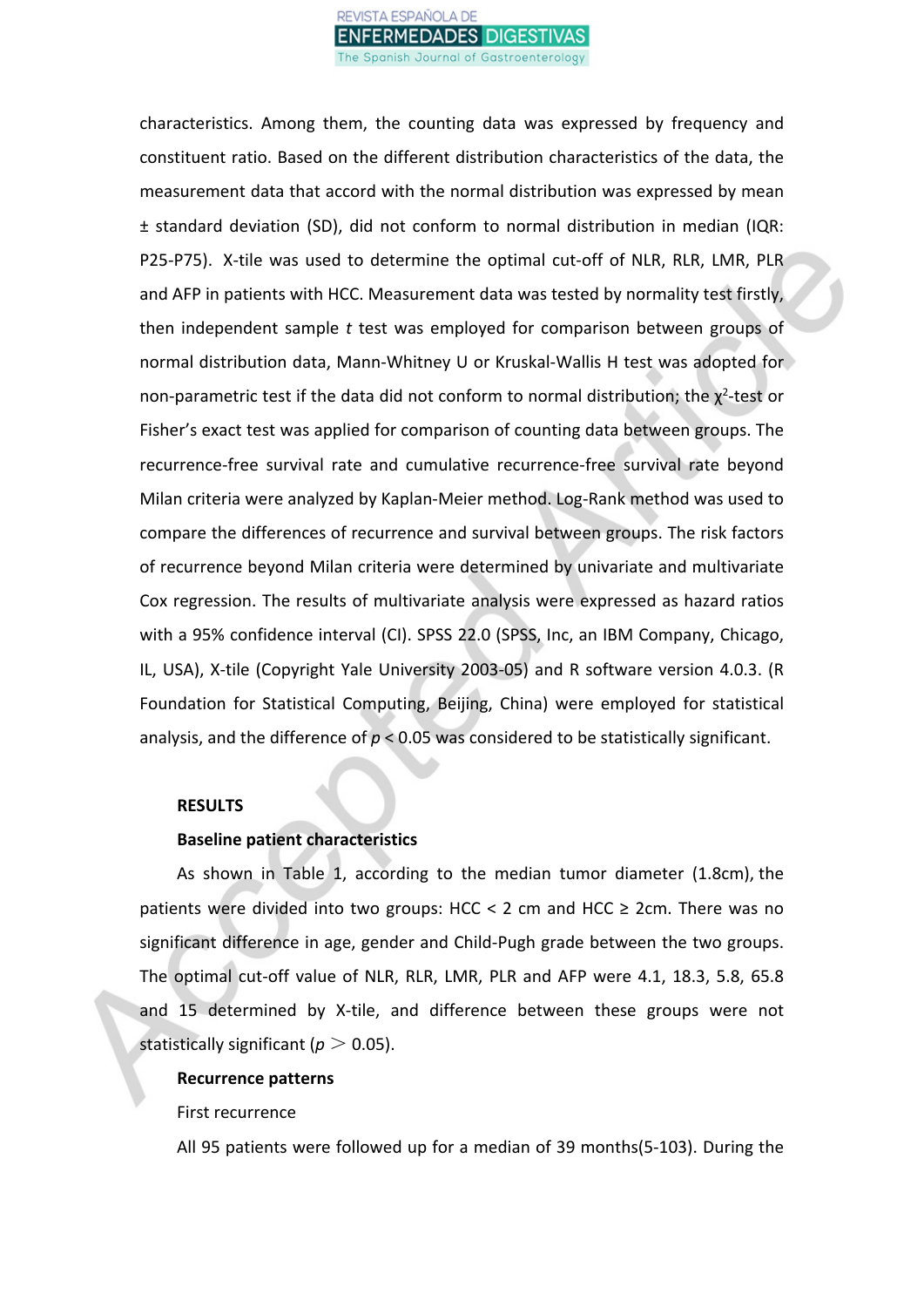characteristics. Among them, the counting data was expressed by frequency and constituent ratio. Based on the different distribution characteristics of the data, the measurement data that accord with the normal distribution was expressed by mean ± standard deviation (SD), did not conform to normal distribution in median (IQR: P25-P75). X-tile was used to determine the optimal cut-off of NLR, RLR, LMR, PLR and AFP in patients with HCC. Measurement data was tested by normality test firstly, then independent sample *t* test was employed for comparison between groups of normal distribution data, Mann-Whitney U or Kruskal-Wallis H test was adopted for non-parametric test if the data did not conform to normal distribution; the $\chi^2$-test or Fisher's exact test was applied for comparison of counting data between groups. The recurrence-free survival rate and cumulative recurrence-free survival rate beyond Milan criteria were analyzed by Kaplan-Meier method. Log-Rank method was used to compare the differences of recurrence and survival between groups. The risk factors of recurrence beyond Milan criteria were determined by univariate and multivariate Cox regression. The results of multivariate analysis were expressed as hazard ratios with a 95% confidence interval (CI). SPSS 22.0 (SPSS, Inc, an IBM Company, Chicago, IL, USA), X-tile (Copyright Yale University 2003-05) and R software version 4.0.3. (R Foundation for Statistical Computing, Beijing, China) were employed for statistical analysis, and the difference of $p < 0.05$ was considered to be statistically significant.

## RESULTS

### Baseline patient characteristics

As shown in Table 1, according to the median tumor diameter (1.8cm), the patients were divided into two groups: HCC < 2 cm and HCC ≥ 2cm. There was no significant difference in age, gender and Child-Pugh grade between the two groups. The optimal cut-off value of NLR, RLR, LMR, PLR and AFP were 4.1, 18.3, 5.8, 65.8 and 15 determined by X-tile, and difference between these groups were not statistically significant ($p > 0.05$).

### Recurrence patterns

First recurrence

All 95 patients were followed up for a median of 39 months(5-103). During the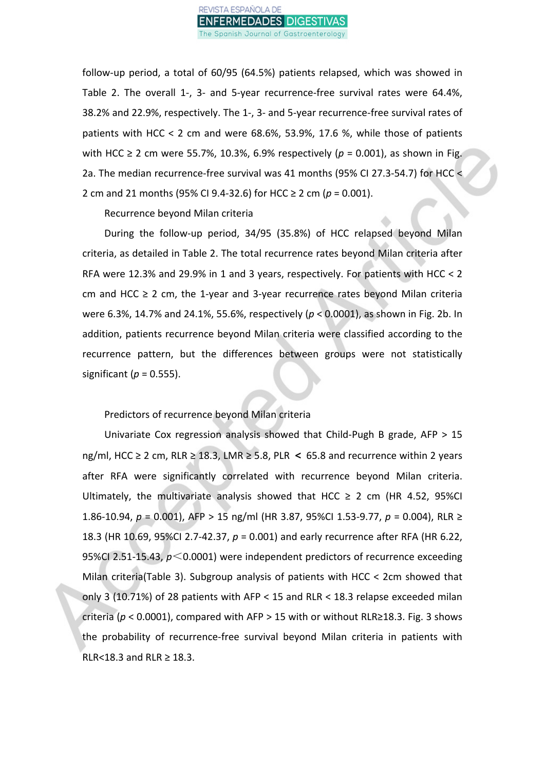follow-up period, a total of 60/95 (64.5%) patients relapsed, which was showed in Table 2. The overall 1-, 3- and 5-year recurrence-free survival rates were 64.4%, 38.2% and 22.9%, respectively. The 1-, 3- and 5-year recurrence-free survival rates of patients with HCC < 2 cm and were 68.6%, 53.9%, 17.6 %, while those of patients with HCC ≥ 2 cm were 55.7%, 10.3%, 6.9% respectively ($p$ = 0.001), as shown in Fig. 2a. The median recurrence-free survival was 41 months (95% CI 27.3-54.7) for HCC < 2 cm and 21 months (95% CI 9.4-32.6) for HCC ≥ 2 cm ($p$ = 0.001).

### Recurrence beyond Milan criteria

During the follow-up period, 34/95 (35.8%) of HCC relapsed beyond Milan criteria, as detailed in Table 2. The total recurrence rates beyond Milan criteria after RFA were 12.3% and 29.9% in 1 and 3 years, respectively. For patients with HCC < 2 cm and HCC ≥ 2 cm, the 1-year and 3-year recurrence rates beyond Milan criteria were 6.3%, 14.7% and 24.1%, 55.6%, respectively ($p$ < 0.0001), as shown in Fig. 2b. In addition, patients recurrence beyond Milan criteria were classified according to the recurrence pattern, but the differences between groups were not statistically significant ($p$ = 0.555).

### Predictors of recurrence beyond Milan criteria

Univariate Cox regression analysis showed that Child-Pugh B grade, AFP > 15 ng/ml, HCC ≥ 2 cm, RLR ≥ 18.3, LMR ≥ 5.8, PLR **<** 65.8 and recurrence within 2 years after RFA were significantly correlated with recurrence beyond Milan criteria. Ultimately, the multivariate analysis showed that HCC ≥ 2 cm (HR 4.52, 95%CI 1.86-10.94, $p$ = 0.001), AFP > 15 ng/ml (HR 3.87, 95%CI 1.53-9.77, $p$ = 0.004), RLR ≥ 18.3 (HR 10.69, 95%CI 2.7-42.37, $p$ = 0.001) and early recurrence after RFA (HR 6.22, 95%CI 2.51-15.43, $p$<0.0001) were independent predictors of recurrence exceeding Milan criteria(Table 3). Subgroup analysis of patients with HCC < 2cm showed that only 3 (10.71%) of 28 patients with AFP < 15 and RLR < 18.3 relapse exceeded milan criteria ($p$ < 0.0001), compared with AFP > 15 with or without RLR≥18.3. Fig. 3 shows the probability of recurrence-free survival beyond Milan criteria in patients with RLR<18.3 and RLR ≥ 18.3.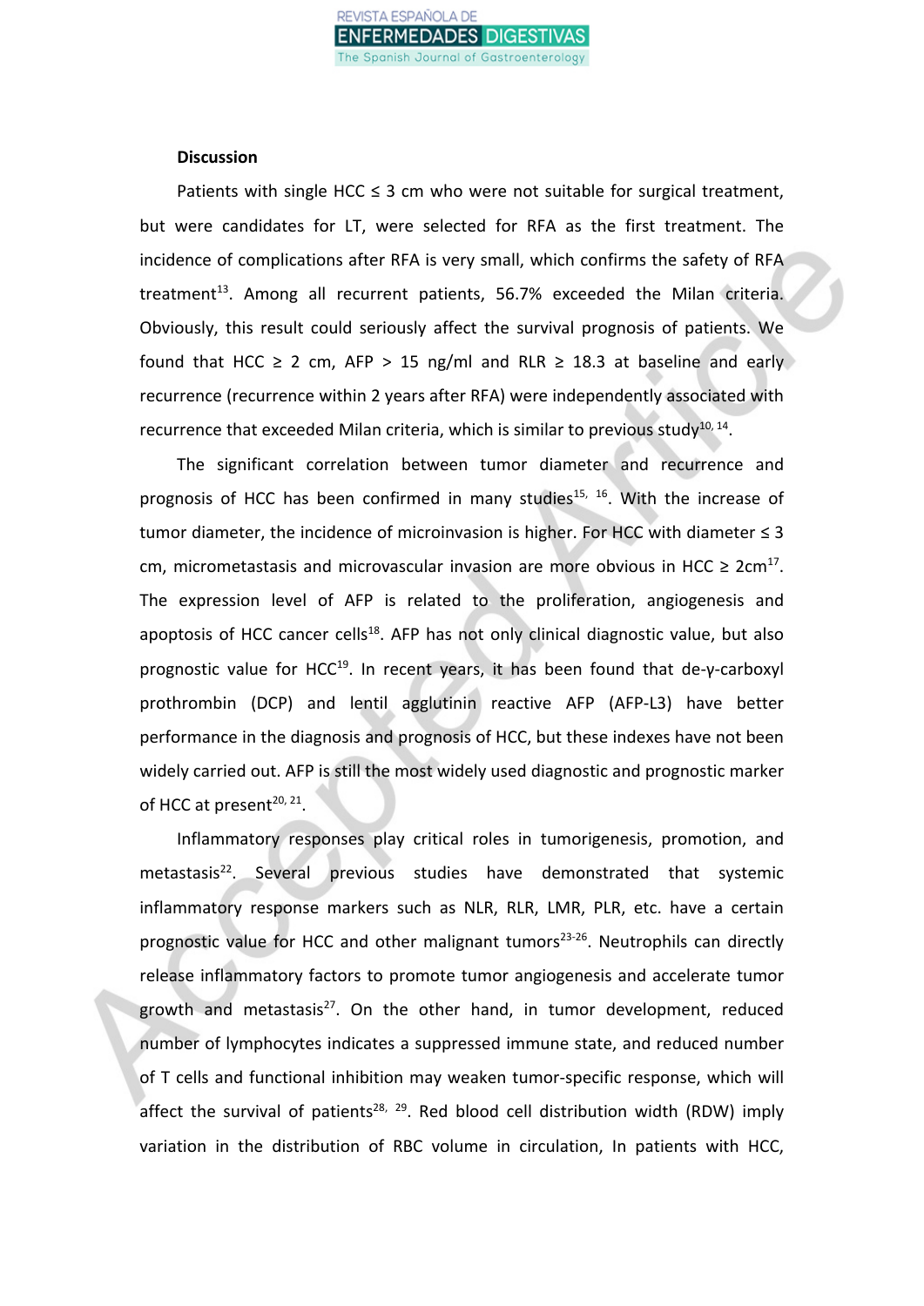**Discussion**

Patients with single HCC ≤ 3 cm who were not suitable for surgical treatment, but were candidates for LT, were selected for RFA as the first treatment. The incidence of complications after RFA is very small, which confirms the safety of RFA treatment[13]. Among all recurrent patients, 56.7% exceeded the Milan criteria. Obviously, this result could seriously affect the survival prognosis of patients. We found that HCC ≥ 2 cm, AFP > 15 ng/ml and RLR ≥ 18.3 at baseline and early recurrence (recurrence within 2 years after RFA) were independently associated with recurrence that exceeded Milan criteria, which is similar to previous study[10, 14].

The significant correlation between tumor diameter and recurrence and prognosis of HCC has been confirmed in many studies[15, 16]. With the increase of tumor diameter, the incidence of microinvasion is higher. For HCC with diameter ≤ 3 cm, micrometastasis and microvascular invasion are more obvious in HCC ≥ 2cm[17]. The expression level of AFP is related to the proliferation, angiogenesis and apoptosis of HCC cancer cells[18]. AFP has not only clinical diagnostic value, but also prognostic value for HCC[19]. In recent years, it has been found that de-γ-carboxyl prothrombin (DCP) and lentil agglutinin reactive AFP (AFP-L3) have better performance in the diagnosis and prognosis of HCC, but these indexes have not been widely carried out. AFP is still the most widely used diagnostic and prognostic marker of HCC at present[20, 21].

Inflammatory responses play critical roles in tumorigenesis, promotion, and metastasis[22]. Several previous studies have demonstrated that systemic inflammatory response markers such as NLR, RLR, LMR, PLR, etc. have a certain prognostic value for HCC and other malignant tumors[23-26]. Neutrophils can directly release inflammatory factors to promote tumor angiogenesis and accelerate tumor growth and metastasis[27]. On the other hand, in tumor development, reduced number of lymphocytes indicates a suppressed immune state, and reduced number of T cells and functional inhibition may weaken tumor-specific response, which will affect the survival of patients[28, 29]. Red blood cell distribution width (RDW) imply variation in the distribution of RBC volume in circulation, In patients with HCC,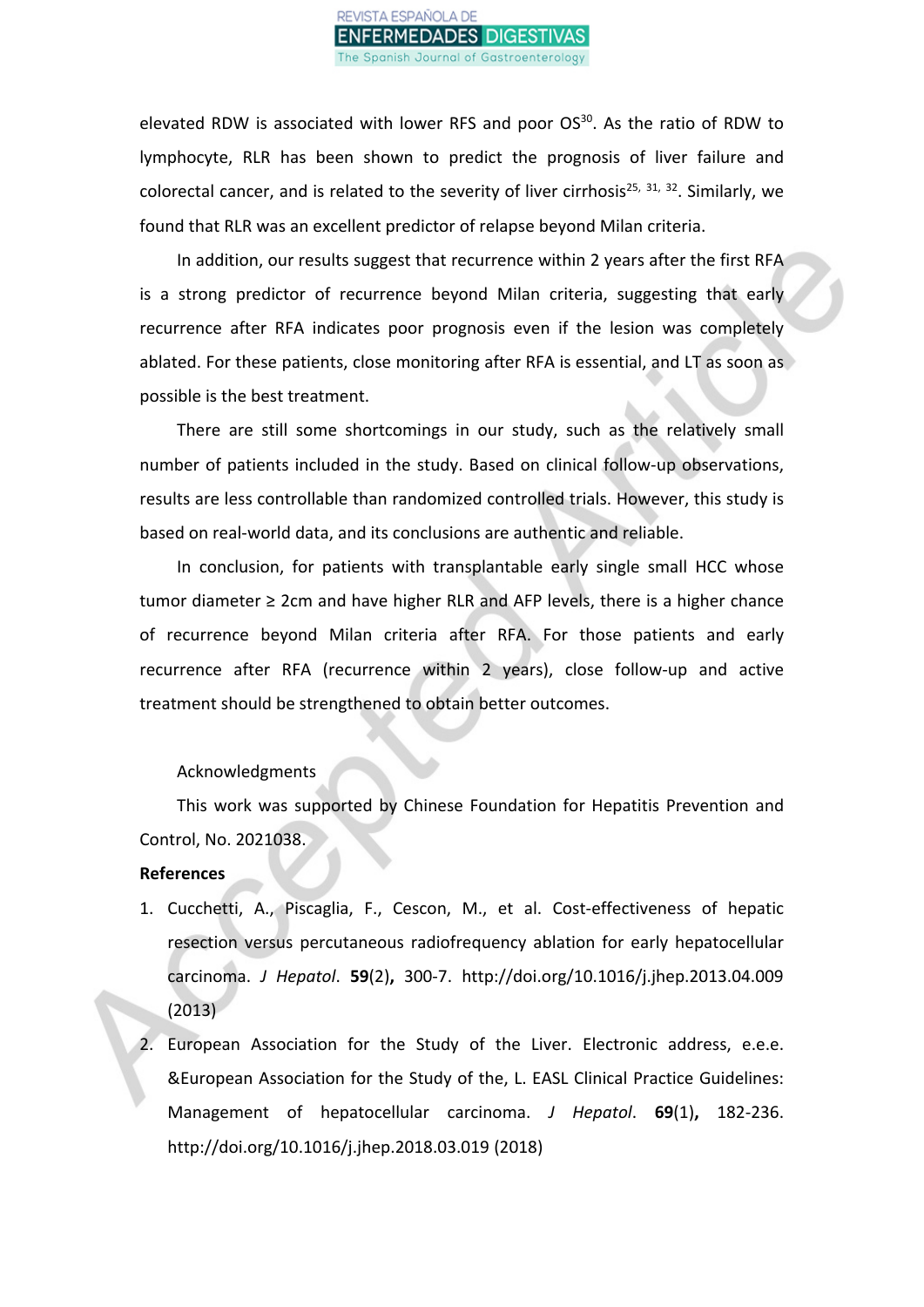elevated RDW is associated with lower RFS and poor OS[30]. As the ratio of RDW to lymphocyte, RLR has been shown to predict the prognosis of liver failure and colorectal cancer, and is related to the severity of liver cirrhosis[25, 31, 32]. Similarly, we found that RLR was an excellent predictor of relapse beyond Milan criteria.

In addition, our results suggest that recurrence within 2 years after the first RFA is a strong predictor of recurrence beyond Milan criteria, suggesting that early recurrence after RFA indicates poor prognosis even if the lesion was completely ablated. For these patients, close monitoring after RFA is essential, and LT as soon as possible is the best treatment.

There are still some shortcomings in our study, such as the relatively small number of patients included in the study. Based on clinical follow-up observations, results are less controllable than randomized controlled trials. However, this study is based on real-world data, and its conclusions are authentic and reliable.

In conclusion, for patients with transplantable early single small HCC whose tumor diameter ≥ 2cm and have higher RLR and AFP levels, there is a higher chance of recurrence beyond Milan criteria after RFA. For those patients and early recurrence after RFA (recurrence within 2 years), close follow-up and active treatment should be strengthened to obtain better outcomes.

Acknowledgments

This work was supported by Chinese Foundation for Hepatitis Prevention and Control, No. 2021038.

**References**

1. Cucchetti, A., Piscaglia, F., Cescon, M., et al. Cost-effectiveness of hepatic resection versus percutaneous radiofrequency ablation for early hepatocellular carcinoma. *J Hepatol*. **59**(2)**,** 300-7. http://doi.org/10.1016/j.jhep.2013.04.009 (2013)
2. European Association for the Study of the Liver. Electronic address, e.e.e. &European Association for the Study of the, L. EASL Clinical Practice Guidelines: Management of hepatocellular carcinoma. *J Hepatol*. **69**(1)**,** 182-236. http://doi.org/10.1016/j.jhep.2018.03.019 (2018)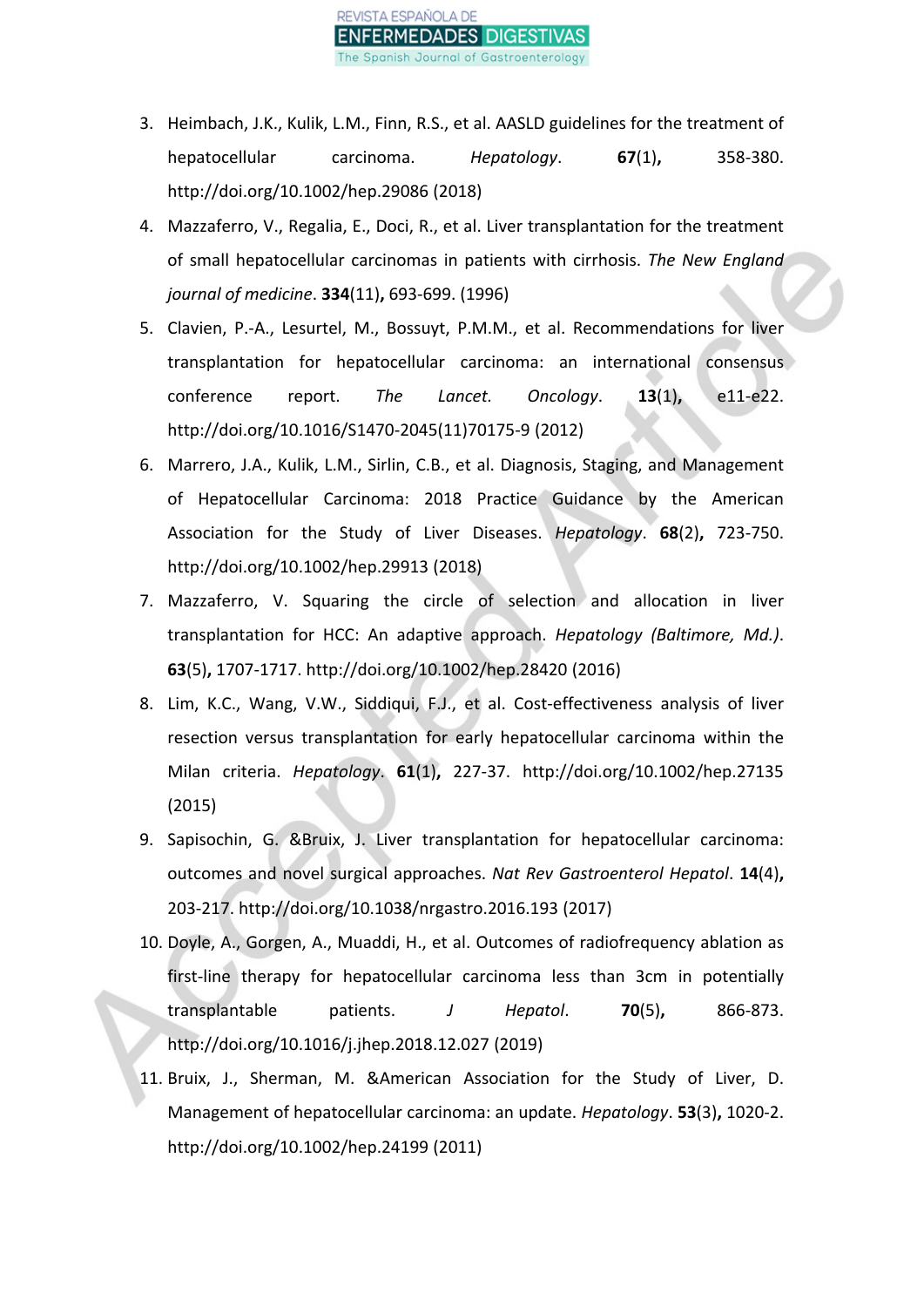3. Heimbach, J.K., Kulik, L.M., Finn, R.S., et al. AASLD guidelines for the treatment of hepatocellular carcinoma. *Hepatology*. **67**(1)**,** 358-380. http://doi.org/10.1002/hep.29086 (2018)
4. Mazzaferro, V., Regalia, E., Doci, R., et al. Liver transplantation for the treatment of small hepatocellular carcinomas in patients with cirrhosis. *The New England journal of medicine*. **334**(11)**,** 693-699. (1996)
5. Clavien, P.-A., Lesurtel, M., Bossuyt, P.M.M., et al. Recommendations for liver transplantation for hepatocellular carcinoma: an international consensus conference report. *The Lancet. Oncology*. **13**(1)**,** e11-e22. http://doi.org/10.1016/S1470-2045(11)70175-9 (2012)
6. Marrero, J.A., Kulik, L.M., Sirlin, C.B., et al. Diagnosis, Staging, and Management of Hepatocellular Carcinoma: 2018 Practice Guidance by the American Association for the Study of Liver Diseases. *Hepatology*. **68**(2)**,** 723-750. http://doi.org/10.1002/hep.29913 (2018)
7. Mazzaferro, V. Squaring the circle of selection and allocation in liver transplantation for HCC: An adaptive approach. *Hepatology (Baltimore, Md.)*. **63**(5)**,** 1707-1717. http://doi.org/10.1002/hep.28420 (2016)
8. Lim, K.C., Wang, V.W., Siddiqui, F.J., et al. Cost-effectiveness analysis of liver resection versus transplantation for early hepatocellular carcinoma within the Milan criteria. *Hepatology*. **61**(1)**,** 227-37. http://doi.org/10.1002/hep.27135 (2015)
9. Sapisochin, G. &Bruix, J. Liver transplantation for hepatocellular carcinoma: outcomes and novel surgical approaches. *Nat Rev Gastroenterol Hepatol*. **14**(4)**,** 203-217. http://doi.org/10.1038/nrgastro.2016.193 (2017)
10. Doyle, A., Gorgen, A., Muaddi, H., et al. Outcomes of radiofrequency ablation as first-line therapy for hepatocellular carcinoma less than 3cm in potentially transplantable patients. *J Hepatol*. **70**(5)**,** 866-873. http://doi.org/10.1016/j.jhep.2018.12.027 (2019)
11. Bruix, J., Sherman, M. &American Association for the Study of Liver, D. Management of hepatocellular carcinoma: an update. *Hepatology*. **53**(3)**,** 1020-2. http://doi.org/10.1002/hep.24199 (2011)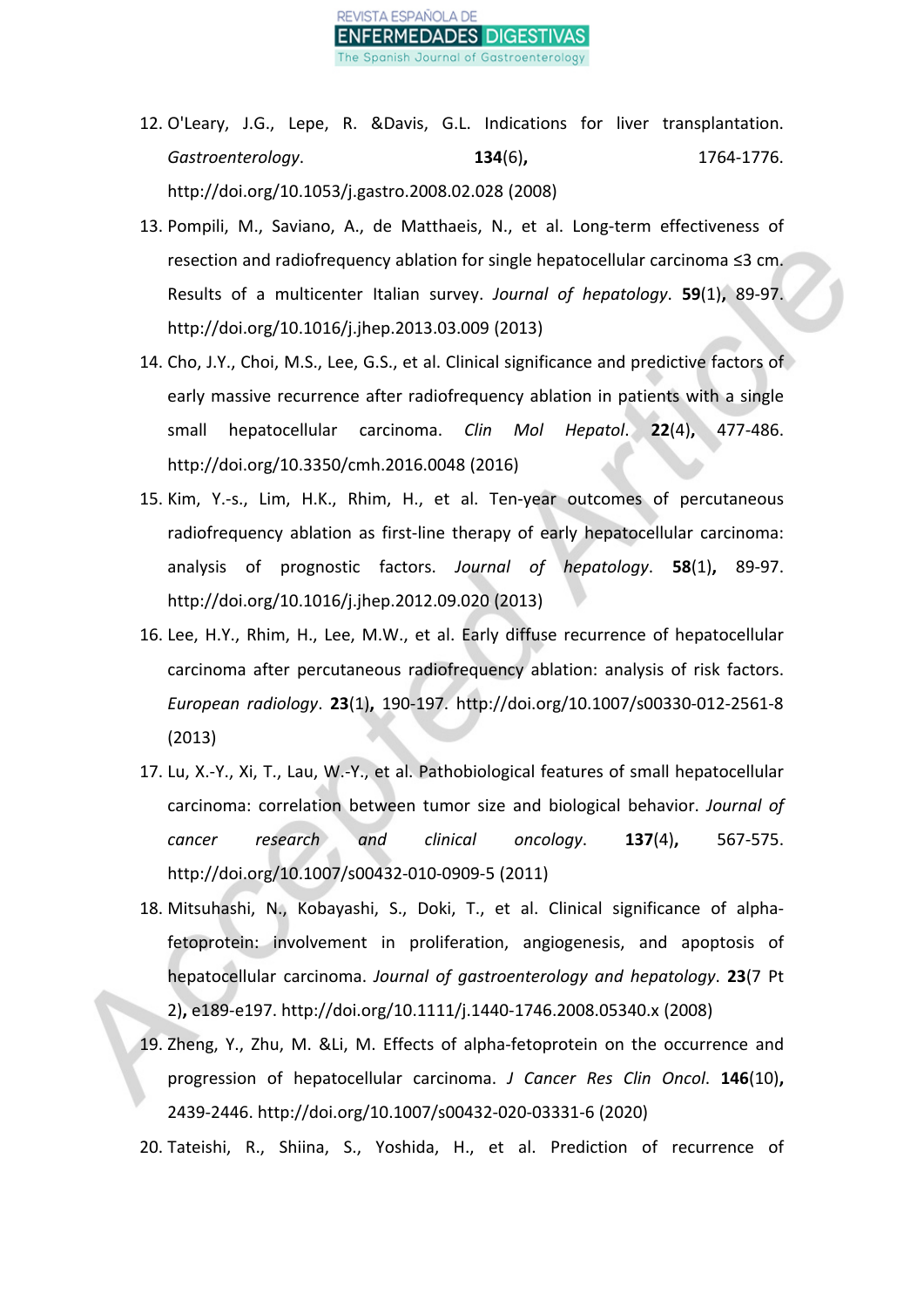12. O'Leary, J.G., Lepe, R. &Davis, G.L. Indications for liver transplantation. *Gastroenterology*. **134**(6)**,** 1764-1776. http://doi.org/10.1053/j.gastro.2008.02.028 (2008)
13. Pompili, M., Saviano, A., de Matthaeis, N., et al. Long-term effectiveness of resection and radiofrequency ablation for single hepatocellular carcinoma ≤3 cm. Results of a multicenter Italian survey. *Journal of hepatology*. **59**(1)**,** 89-97. http://doi.org/10.1016/j.jhep.2013.03.009 (2013)
14. Cho, J.Y., Choi, M.S., Lee, G.S., et al. Clinical significance and predictive factors of early massive recurrence after radiofrequency ablation in patients with a single small hepatocellular carcinoma. *Clin Mol Hepatol*. **22**(4)**,** 477-486. http://doi.org/10.3350/cmh.2016.0048 (2016)
15. Kim, Y.-s., Lim, H.K., Rhim, H., et al. Ten-year outcomes of percutaneous radiofrequency ablation as first-line therapy of early hepatocellular carcinoma: analysis of prognostic factors. *Journal of hepatology*. **58**(1)**,** 89-97. http://doi.org/10.1016/j.jhep.2012.09.020 (2013)
16. Lee, H.Y., Rhim, H., Lee, M.W., et al. Early diffuse recurrence of hepatocellular carcinoma after percutaneous radiofrequency ablation: analysis of risk factors. *European radiology*. **23**(1)**,** 190-197. http://doi.org/10.1007/s00330-012-2561-8 (2013)
17. Lu, X.-Y., Xi, T., Lau, W.-Y., et al. Pathobiological features of small hepatocellular carcinoma: correlation between tumor size and biological behavior. *Journal of cancer research and clinical oncology*. **137**(4)**,** 567-575. http://doi.org/10.1007/s00432-010-0909-5 (2011)
18. Mitsuhashi, N., Kobayashi, S., Doki, T., et al. Clinical significance of alpha-fetoprotein: involvement in proliferation, angiogenesis, and apoptosis of hepatocellular carcinoma. *Journal of gastroenterology and hepatology*. **23**(7 Pt 2)**,** e189-e197. http://doi.org/10.1111/j.1440-1746.2008.05340.x (2008)
19. Zheng, Y., Zhu, M. &Li, M. Effects of alpha-fetoprotein on the occurrence and progression of hepatocellular carcinoma. *J Cancer Res Clin Oncol*. **146**(10)**,** 2439-2446. http://doi.org/10.1007/s00432-020-03331-6 (2020)
20. Tateishi, R., Shiina, S., Yoshida, H., et al. Prediction of recurrence of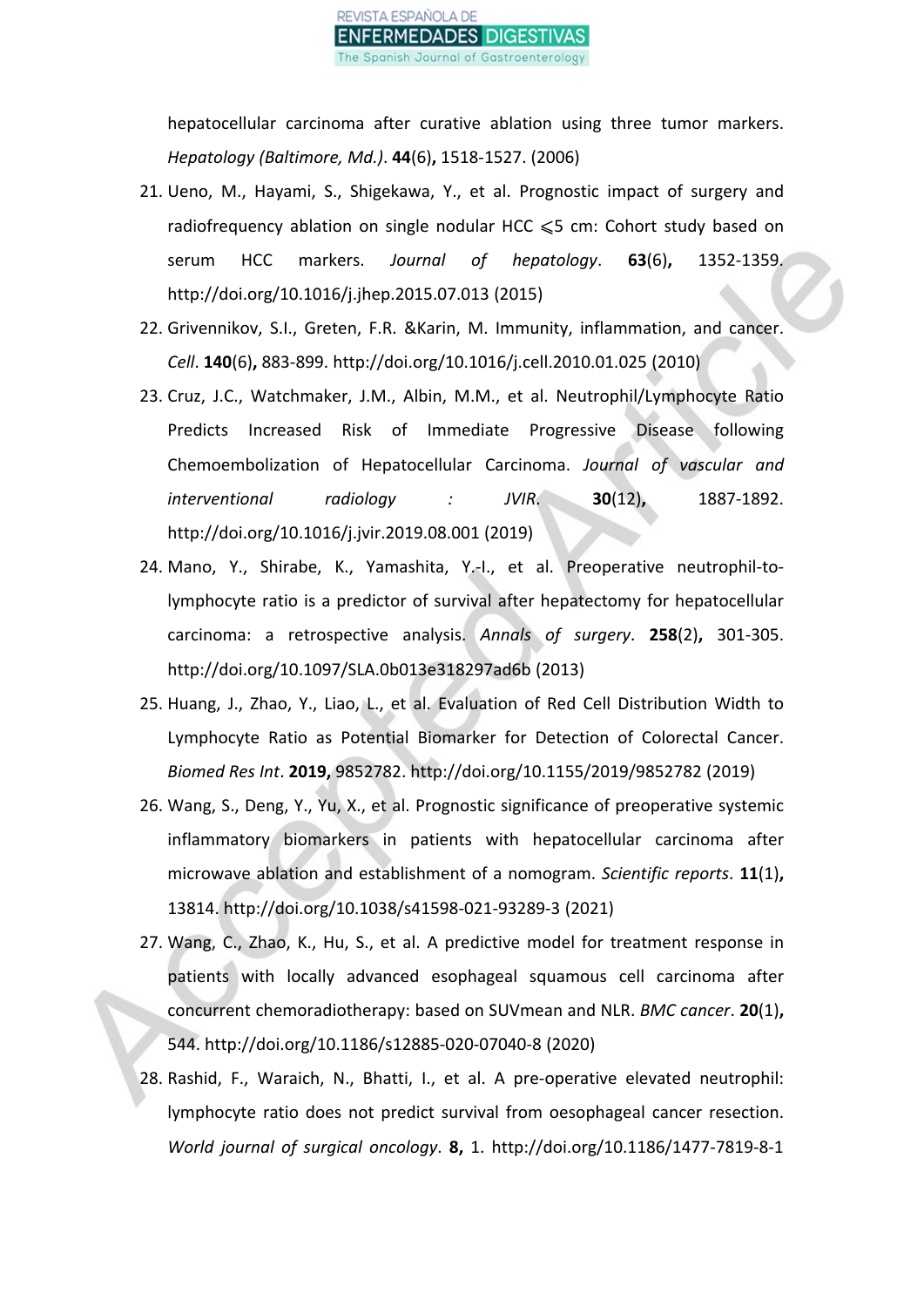hepatocellular carcinoma after curative ablation using three tumor markers. *Hepatology (Baltimore, Md.)*. **44**(6)**,** 1518-1527. (2006)

21. Ueno, M., Hayami, S., Shigekawa, Y., et al. Prognostic impact of surgery and radiofrequency ablation on single nodular HCC ⩽5 cm: Cohort study based on serum HCC markers. *Journal of hepatology*. **63**(6)**,** 1352-1359. http://doi.org/10.1016/j.jhep.2015.07.013 (2015)
22. Grivennikov, S.I., Greten, F.R. &Karin, M. Immunity, inflammation, and cancer. *Cell*. **140**(6)**,** 883-899. http://doi.org/10.1016/j.cell.2010.01.025 (2010)
23. Cruz, J.C., Watchmaker, J.M., Albin, M.M., et al. Neutrophil/Lymphocyte Ratio Predicts Increased Risk of Immediate Progressive Disease following Chemoembolization of Hepatocellular Carcinoma. *Journal of vascular and interventional radiology : JVIR*. **30**(12)**,** 1887-1892. http://doi.org/10.1016/j.jvir.2019.08.001 (2019)
24. Mano, Y., Shirabe, K., Yamashita, Y.-I., et al. Preoperative neutrophil-to-lymphocyte ratio is a predictor of survival after hepatectomy for hepatocellular carcinoma: a retrospective analysis. *Annals of surgery*. **258**(2)**,** 301-305. http://doi.org/10.1097/SLA.0b013e318297ad6b (2013)
25. Huang, J., Zhao, Y., Liao, L., et al. Evaluation of Red Cell Distribution Width to Lymphocyte Ratio as Potential Biomarker for Detection of Colorectal Cancer. *Biomed Res Int*. **2019,** 9852782. http://doi.org/10.1155/2019/9852782 (2019)
26. Wang, S., Deng, Y., Yu, X., et al. Prognostic significance of preoperative systemic inflammatory biomarkers in patients with hepatocellular carcinoma after microwave ablation and establishment of a nomogram. *Scientific reports*. **11**(1)**,** 13814. http://doi.org/10.1038/s41598-021-93289-3 (2021)
27. Wang, C., Zhao, K., Hu, S., et al. A predictive model for treatment response in patients with locally advanced esophageal squamous cell carcinoma after concurrent chemoradiotherapy: based on SUVmean and NLR. *BMC cancer*. **20**(1)**,** 544. http://doi.org/10.1186/s12885-020-07040-8 (2020)
28. Rashid, F., Waraich, N., Bhatti, I., et al. A pre-operative elevated neutrophil: lymphocyte ratio does not predict survival from oesophageal cancer resection. *World journal of surgical oncology*. **8,** 1. http://doi.org/10.1186/1477-7819-8-1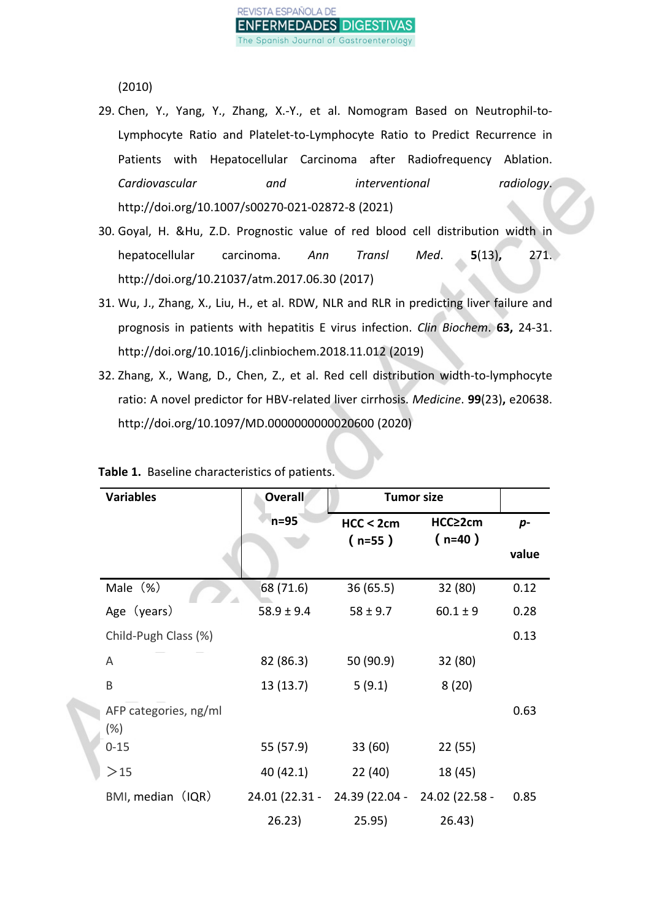(2010)

29. Chen, Y., Yang, Y., Zhang, X.-Y., et al. Nomogram Based on Neutrophil-to-Lymphocyte Ratio and Platelet-to-Lymphocyte Ratio to Predict Recurrence in Patients with Hepatocellular Carcinoma after Radiofrequency Ablation. *Cardiovascular and interventional radiology*. http://doi.org/10.1007/s00270-021-02872-8 (2021)
30. Goyal, H. &Hu, Z.D. Prognostic value of red blood cell distribution width in hepatocellular carcinoma. *Ann Transl Med*. **5**(13)**,** 271. http://doi.org/10.21037/atm.2017.06.30 (2017)
31. Wu, J., Zhang, X., Liu, H., et al. RDW, NLR and RLR in predicting liver failure and prognosis in patients with hepatitis E virus infection. *Clin Biochem*. **63,** 24-31. http://doi.org/10.1016/j.clinbiochem.2018.11.012 (2019)
32. Zhang, X., Wang, D., Chen, Z., et al. Red cell distribution width-to-lymphocyte ratio: A novel predictor for HBV-related liver cirrhosis. *Medicine*. **99**(23)**,** e20638. http://doi.org/10.1097/MD.0000000000020600 (2020)

**Table 1.** Baseline characteristics of patients.

| **Variables** | **Overall** | **Tumor size** | | |
|---|---|---|---|---|
| | **n=95** | **HCC < 2cm （n=55）** | **HCC≥2cm （n=40）** | ***p*-value** |
| Male （%） | 68 (71.6) | 36 (65.5) | 32 (80) | 0.12 |
| Age （years） | 58.9 ± 9.4 | 58 ± 9.7 | 60.1 ± 9 | 0.28 |
| Child-Pugh Class (%) | | | | 0.13 |
| A | 82 (86.3) | 50 (90.9) | 32 (80) | |
| B | 13 (13.7) | 5 (9.1) | 8 (20) | |
| AFP categories, ng/ml (%) | | | | 0.63 |
| 0-15 | 55 (57.9) | 33 (60) | 22 (55) | |
| ＞15 | 40 (42.1) | 22 (40) | 18 (45) | |
| BMI, median （IQR） | 24.01 (22.31 - 26.23) | 24.39 (22.04 - 25.95) | 24.02 (22.58 - 26.43) | 0.85 |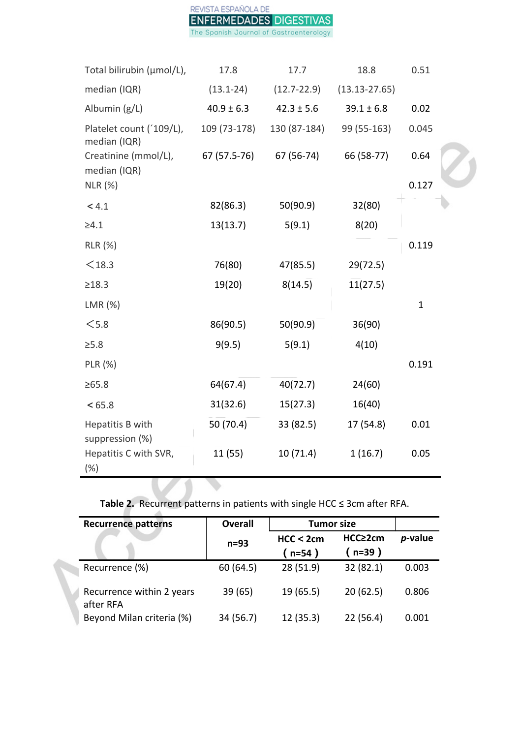| | | | | |
|---|---|---|---|---|
| Total bilirubin (μmol/L), median (IQR) | 17.8 (13.1-24) | 17.7 (12.7-22.9) | 18.8 (13.13-27.65) | 0.51 |
| Albumin (g/L) | 40.9 ± 6.3 | 42.3 ± 5.6 | 39.1 ± 6.8 | 0.02 |
| Platelet count (´109/L), median (IQR) | 109 (73-178) | 130 (87-184) | 99 (55-163) | 0.045 |
| Creatinine (mmol/L), median (IQR) | 67 (57.5-76) | 67 (56-74) | 66 (58-77) | 0.64 |
| NLR (%) | | | | 0.127 |
| < 4.1 | 82(86.3) | 50(90.9) | 32(80) | |
| ≥4.1 | 13(13.7) | 5(9.1) | 8(20) | |
| RLR (%) | | | | 0.119 |
| <18.3 | 76(80) | 47(85.5) | 29(72.5) | |
| ≥18.3 | 19(20) | 8(14.5) | 11(27.5) | |
| LMR (%) | | | | 1 |
| <5.8 | 86(90.5) | 50(90.9) | 36(90) | |
| ≥5.8 | 9(9.5) | 5(9.1) | 4(10) | |
| PLR (%) | | | | 0.191 |
| ≥65.8 | 64(67.4) | 40(72.7) | 24(60) | |
| < 65.8 | 31(32.6) | 15(27.3) | 16(40) | |
| Hepatitis B with suppression (%) | 50 (70.4) | 33 (82.5) | 17 (54.8) | 0.01 |
| Hepatitis C with SVR, (%) | 11 (55) | 10 (71.4) | 1 (16.7) | 0.05 |

**Table 2.** Recurrent patterns in patients with single HCC ≤ 3cm after RFA.

| **Recurrence patterns** | **Overall** | **Tumor size** | | ***p*-value** |
|---|---|---|---|---|
| | **n=93** | **HCC < 2cm ( n=54 )** | **HCC≥2cm ( n=39 )** | |
| Recurrence (%) | 60 (64.5) | 28 (51.9) | 32 (82.1) | 0.003 |
| Recurrence within 2 years after RFA | 39 (65) | 19 (65.5) | 20 (62.5) | 0.806 |
| Beyond Milan criteria (%) | 34 (56.7) | 12 (35.3) | 22 (56.4) | 0.001 |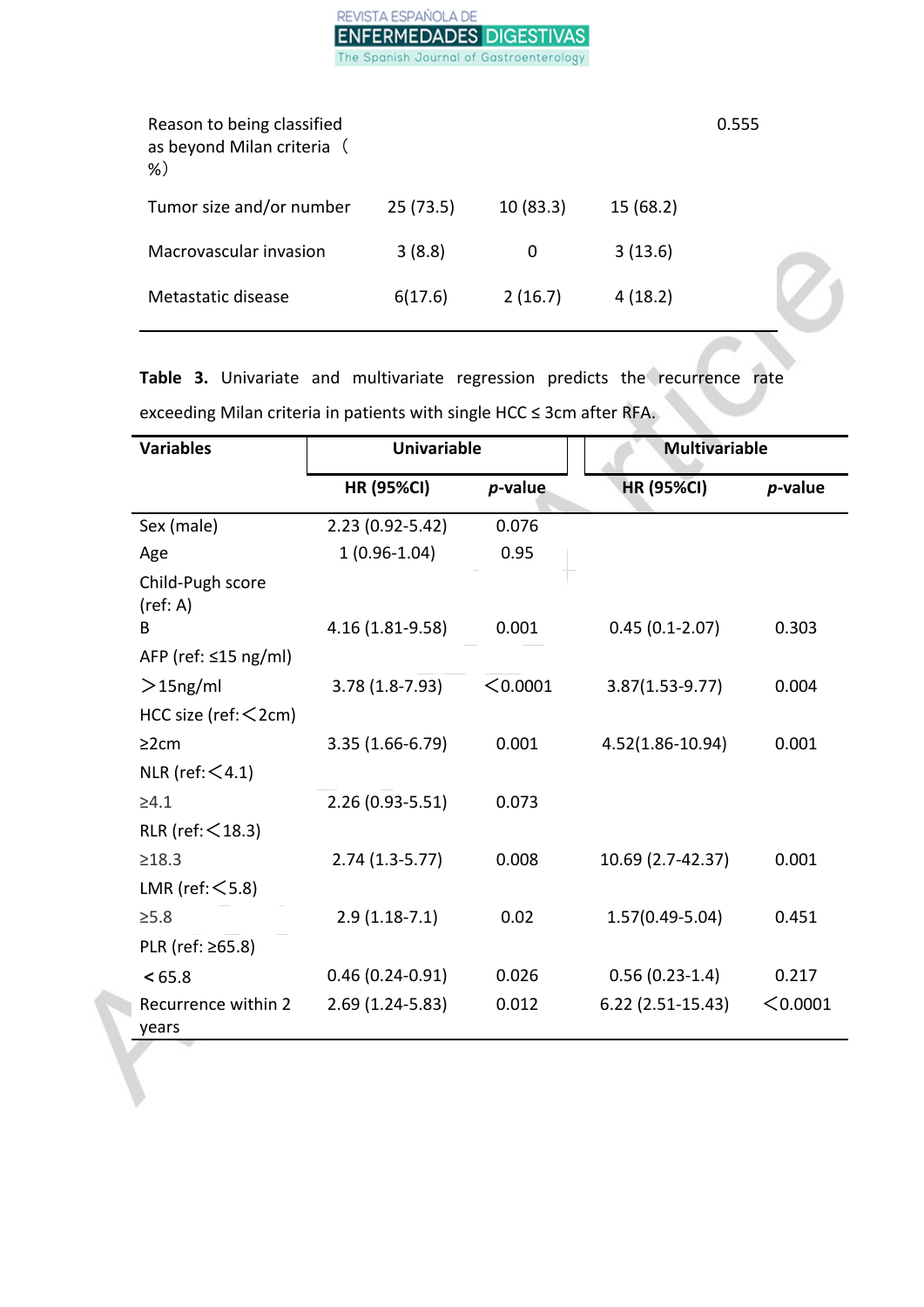| Reason to being classified as beyond Milan criteria （%） | | | | 0.555 |
|---|---|---|---|---|
| Tumor size and/or number | 25 (73.5) | 10 (83.3) | 15 (68.2) | |
| Macrovascular invasion | 3 (8.8) | 0 | 3 (13.6) | |
| Metastatic disease | 6(17.6) | 2 (16.7) | 4 (18.2) | |

**Table 3.** Univariate and multivariate regression predicts the recurrence rate exceeding Milan criteria in patients with single HCC ≤ 3cm after RFA.

| Variables | Univariable | | Multivariable | |
|---|---|---|---|---|
| | HR (95%CI) | *p*-value | HR (95%CI) | *p*-value |
| Sex (male) | 2.23 (0.92-5.42) | 0.076 | | |
| Age | 1 (0.96-1.04) | 0.95 | | |
| Child-Pugh score (ref: A) | | | | |
| B | 4.16 (1.81-9.58) | 0.001 | 0.45 (0.1-2.07) | 0.303 |
| AFP (ref: ≤15 ng/ml) | | | | |
| ＞15ng/ml | 3.78 (1.8-7.93) | ＜0.0001 | 3.87(1.53-9.77) | 0.004 |
| HCC size (ref:＜2cm) | | | | |
| ≥2cm | 3.35 (1.66-6.79) | 0.001 | 4.52(1.86-10.94) | 0.001 |
| NLR (ref:＜4.1) | | | | |
| ≥4.1 | 2.26 (0.93-5.51) | 0.073 | | |
| RLR (ref:＜18.3) | | | | |
| ≥18.3 | 2.74 (1.3-5.77) | 0.008 | 10.69 (2.7-42.37) | 0.001 |
| LMR (ref:＜5.8) | | | | |
| ≥5.8 | 2.9 (1.18-7.1) | 0.02 | 1.57(0.49-5.04) | 0.451 |
| PLR (ref: ≥65.8) | | | | |
| ＜65.8 | 0.46 (0.24-0.91) | 0.026 | 0.56 (0.23-1.4) | 0.217 |
| Recurrence within 2 years | 2.69 (1.24-5.83) | 0.012 | 6.22 (2.51-15.43) | ＜0.0001 |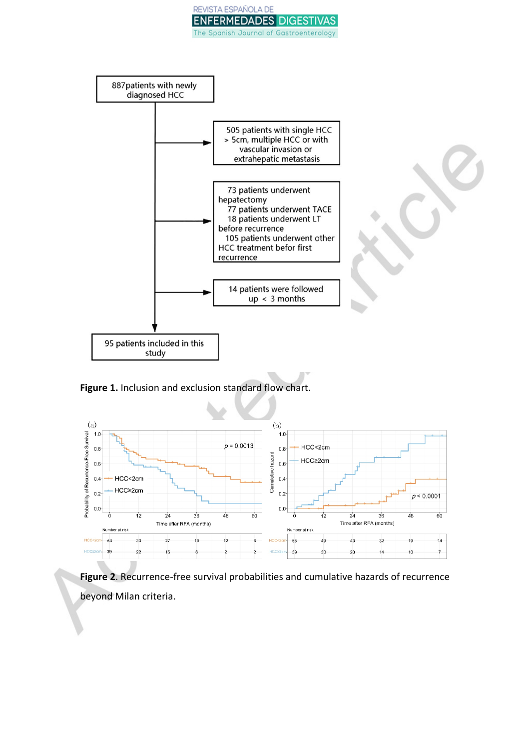887patients with newly diagnosed HCC

505 patients with single HCC > 5cm, multiple HCC or with vascular invasion or extrahepatic metastasis

73 patients underwent hepatectomy
77 patients underwent TACE
18 patients underwent LT before recurrence
105 patients underwent other HCC treatment befor first recurrence

14 patients were followed up < 3 months

95 patients included in this study

**Figure 1.** Inclusion and exclusion standard flow chart.

**Figure 2**. Recurrence-free survival probabilities and cumulative hazards of recurrence beyond Milan criteria.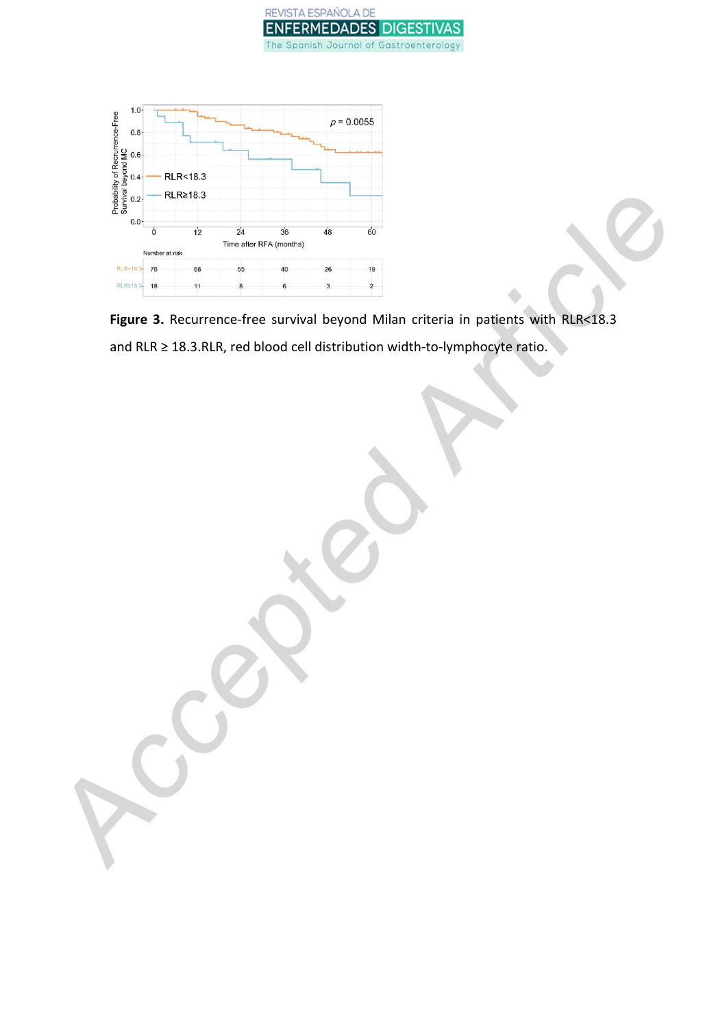1.0
0.8
0.6
0.4
0.2
0.0

Probability of Recurrence-Free Survival beyond MC

$p$ = 0.0055

RLR<18.3
RLR≥18.3

0 12 24 36 48 60

Time after RFA (months)

Number at risk

RLR<18.3 76 68 55 40 26 19

RLR≥18.3 18 11 8 6 3 2

**Figure 3.** Recurrence-free survival beyond Milan criteria in patients with RLR<18.3 and RLR ≥ 18.3.RLR, red blood cell distribution width-to-lymphocyte ratio.